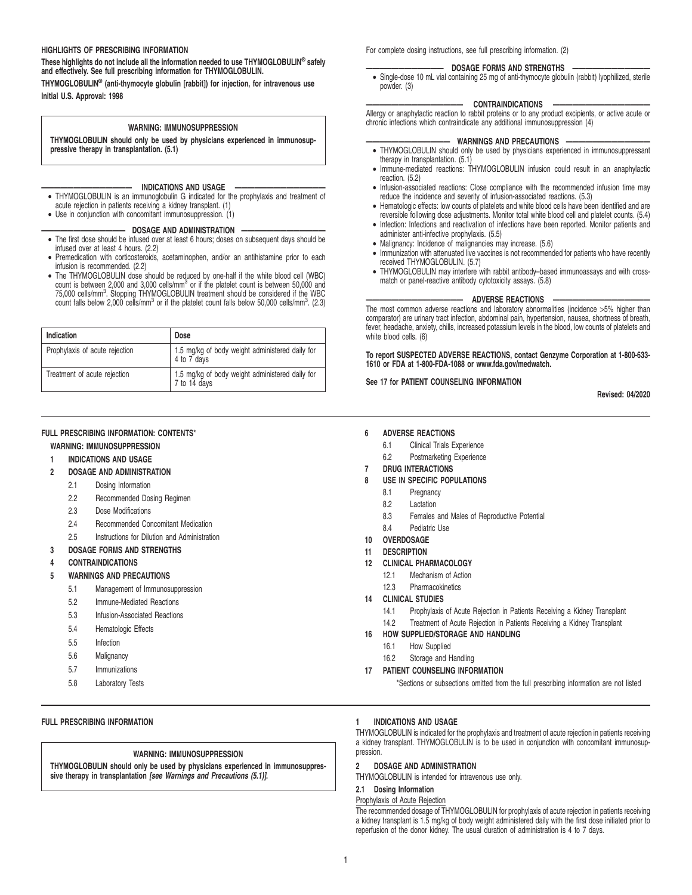**HIGHLIGHTS OF PRESCRIBING INFORMATION**

**These highlights do not include all the information needed to use THYMOGLOBULIN® safely and effectively. See full prescribing information for THYMOGLOBULIN.**

**THYMOGLOBULIN® (anti-thymocyte globulin [rabbit]) for injection, for intravenous use**

**Initial U.S. Approval: 1998**

> **WARNING: IMMUNOSUPPRESSION**
>
> **THYMOGLOBULIN should only be used by physicians experienced in immunosuppressive therapy in transplantation. (5.1)**

**INDICATIONS AND USAGE**

- THYMOGLOBULIN is an immunoglobulin G indicated for the prophylaxis and treatment of acute rejection in patients receiving a kidney transplant. (1)
- Use in conjunction with concomitant immunosuppression. (1)

**DOSAGE AND ADMINISTRATION**

- The first dose should be infused over at least 6 hours; doses on subsequent days should be infused over at least 4 hours. (2.2)
- Premedication with corticosteroids, acetaminophen, and/or an antihistamine prior to each infusion is recommended. (2.2)
- The THYMOGLOBULIN dose should be reduced by one-half if the white blood cell (WBC) count is between 2,000 and 3,000 cells/mm$^3$ or if the platelet count is between 50,000 and 75,000 cells/mm$^3$. Stopping THYMOGLOBULIN treatment should be considered if the WBC count falls below 2,000 cells/mm$^3$ or if the platelet count falls below 50,000 cells/mm$^3$. (2.3)

| Indication | Dose |
|---|---|
| Prophylaxis of acute rejection | 1.5 mg/kg of body weight administered daily for 4 to 7 days |
| Treatment of acute rejection | 1.5 mg/kg of body weight administered daily for 7 to 14 days |

For complete dosing instructions, see full prescribing information. (2)

**DOSAGE FORMS AND STRENGTHS**

- Single-dose 10 mL vial containing 25 mg of anti-thymocyte globulin (rabbit) lyophilized, sterile powder. (3)

**CONTRAINDICATIONS**

Allergy or anaphylactic reaction to rabbit proteins or to any product excipients, or active acute or chronic infections which contraindicate any additional immunosuppression (4)

**WARNINGS AND PRECAUTIONS**

- THYMOGLOBULIN should only be used by physicians experienced in immunosuppressant therapy in transplantation. (5.1)
- Immune-mediated reactions: THYMOGLOBULIN infusion could result in an anaphylactic reaction. (5.2)
- Infusion-associated reactions: Close compliance with the recommended infusion time may reduce the incidence and severity of infusion-associated reactions. (5.3)
- Hematologic effects: low counts of platelets and white blood cells have been identified and are reversible following dose adjustments. Monitor total white blood cell and platelet counts. (5.4)
- Infection: Infections and reactivation of infections have been reported. Monitor patients and administer anti-infective prophylaxis. (5.5)
- Malignancy: Incidence of malignancies may increase. (5.6)
- Immunization with attenuated live vaccines is not recommended for patients who have recently received THYMOGLOBULIN. (5.7)
- THYMOGLOBULIN may interfere with rabbit antibody–based immunoassays and with cross-match or panel-reactive antibody cytotoxicity assays. (5.8)

**ADVERSE REACTIONS**

The most common adverse reactions and laboratory abnormalities (incidence >5% higher than comparator) are urinary tract infection, abdominal pain, hypertension, nausea, shortness of breath, fever, headache, anxiety, chills, increased potassium levels in the blood, low counts of platelets and white blood cells. (6)

**To report SUSPECTED ADVERSE REACTIONS, contact Genzyme Corporation at 1-800-633-1610 or FDA at 1-800-FDA-1088 or www.fda.gov/medwatch.**

**See 17 for PATIENT COUNSELING INFORMATION**

**Revised: 04/2020**

---

**FULL PRESCRIBING INFORMATION: CONTENTS\***

**WARNING: IMMUNOSUPPRESSION**

**1 INDICATIONS AND USAGE**

**2 DOSAGE AND ADMINISTRATION**
- 2.1 Dosing Information
- 2.2 Recommended Dosing Regimen
- 2.3 Dose Modifications
- 2.4 Recommended Concomitant Medication
- 2.5 Instructions for Dilution and Administration

**3 DOSAGE FORMS AND STRENGTHS**

**4 CONTRAINDICATIONS**

**5 WARNINGS AND PRECAUTIONS**
- 5.1 Management of Immunosuppression
- 5.2 Immune-Mediated Reactions
- 5.3 Infusion-Associated Reactions
- 5.4 Hematologic Effects
- 5.5 Infection
- 5.6 Malignancy
- 5.7 Immunizations
- 5.8 Laboratory Tests

**6 ADVERSE REACTIONS**
- 6.1 Clinical Trials Experience
- 6.2 Postmarketing Experience

**7 DRUG INTERACTIONS**

**8 USE IN SPECIFIC POPULATIONS**
- 8.1 Pregnancy
- 8.2 Lactation
- 8.3 Females and Males of Reproductive Potential
- 8.4 Pediatric Use

**10 OVERDOSAGE**

**11 DESCRIPTION**

**12 CLINICAL PHARMACOLOGY**
- 12.1 Mechanism of Action
- 12.3 Pharmacokinetics

**14 CLINICAL STUDIES**
- 14.1 Prophylaxis of Acute Rejection in Patients Receiving a Kidney Transplant
- 14.2 Treatment of Acute Rejection in Patients Receiving a Kidney Transplant

**16 HOW SUPPLIED/STORAGE AND HANDLING**
- 16.1 How Supplied
- 16.2 Storage and Handling

**17 PATIENT COUNSELING INFORMATION**

\*Sections or subsections omitted from the full prescribing information are not listed

---

**FULL PRESCRIBING INFORMATION**

> **WARNING: IMMUNOSUPPRESSION**
>
> **THYMOGLOBULIN should only be used by physicians experienced in immunosuppressive therapy in transplantation *[see Warnings and Precautions (5.1)]*.**

## 1 INDICATIONS AND USAGE

THYMOGLOBULIN is indicated for the prophylaxis and treatment of acute rejection in patients receiving a kidney transplant. THYMOGLOBULIN is to be used in conjunction with concomitant immunosuppression.

## 2 DOSAGE AND ADMINISTRATION

THYMOGLOBULIN is intended for intravenous use only.

### 2.1 Dosing Information

Prophylaxis of Acute Rejection

The recommended dosage of THYMOGLOBULIN for prophylaxis of acute rejection in patients receiving a kidney transplant is 1.5 mg/kg of body weight administered daily with the first dose initiated prior to reperfusion of the donor kidney. The usual duration of administration is 4 to 7 days.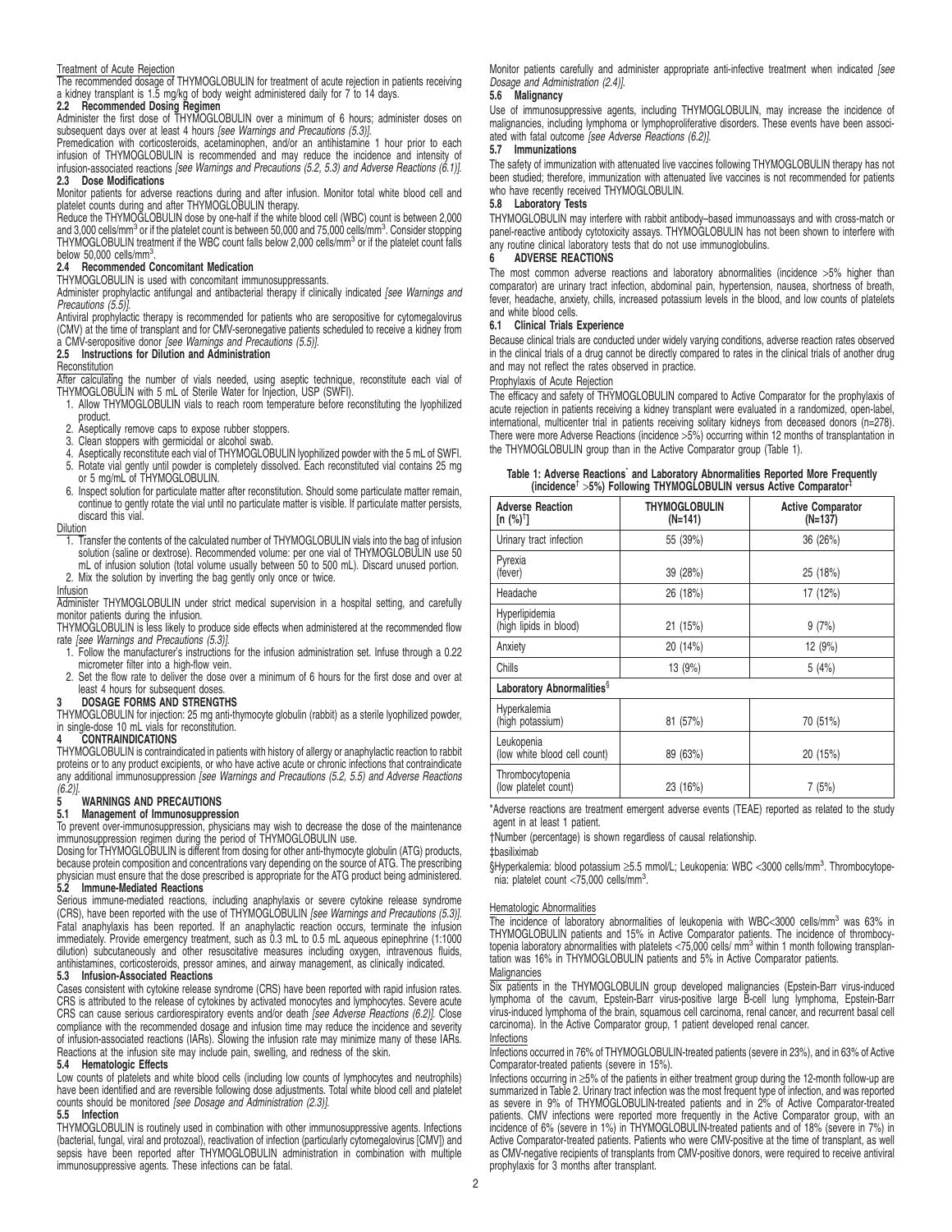Treatment of Acute Rejection

The recommended dosage of THYMOGLOBULIN for treatment of acute rejection in patients receiving a kidney transplant is 1.5 mg/kg of body weight administered daily for 7 to 14 days.

### 2.2 Recommended Dosing Regimen

Administer the first dose of THYMOGLOBULIN over a minimum of 6 hours; administer doses on subsequent days over at least 4 hours *[see Warnings and Precautions (5.3)]*.

Premedication with corticosteroids, acetaminophen, and/or an antihistamine 1 hour prior to each infusion of THYMOGLOBULIN is recommended and may reduce the incidence and intensity of infusion-associated reactions *[see Warnings and Precautions (5.2, 5.3) and Adverse Reactions (6.1)]*.

### 2.3 Dose Modifications

Monitor patients for adverse reactions during and after infusion. Monitor total white blood cell and platelet counts during and after THYMOGLOBULIN therapy.

Reduce the THYMOGLOBULIN dose by one-half if the white blood cell (WBC) count is between 2,000 and 3,000 cells/mm$^3$ or if the platelet count is between 50,000 and 75,000 cells/mm$^3$. Consider stopping THYMOGLOBULIN treatment if the WBC count falls below 2,000 cells/mm$^3$ or if the platelet count falls below 50,000 cells/mm$^3$.

### 2.4 Recommended Concomitant Medication

THYMOGLOBULIN is used with concomitant immunosuppressants.

Administer prophylactic antifungal and antibacterial therapy if clinically indicated *[see Warnings and Precautions (5.5)]*.

Antiviral prophylactic therapy is recommended for patients who are seropositive for cytomegalovirus (CMV) at the time of transplant and for CMV-seronegative patients scheduled to receive a kidney from a CMV-seropositive donor *[see Warnings and Precautions (5.5)]*.

### 2.5 Instructions for Dilution and Administration

Reconstitution

After calculating the number of vials needed, using aseptic technique, reconstitute each vial of THYMOGLOBULIN with 5 mL of Sterile Water for Injection, USP (SWFI).

1. Allow THYMOGLOBULIN vials to reach room temperature before reconstituting the lyophilized product.
2. Aseptically remove caps to expose rubber stoppers.
3. Clean stoppers with germicidal or alcohol swab.
4. Aseptically reconstitute each vial of THYMOGLOBULIN lyophilized powder with the 5 mL of SWFI.
5. Rotate vial gently until powder is completely dissolved. Each reconstituted vial contains 25 mg or 5 mg/mL of THYMOGLOBULIN.
6. Inspect solution for particulate matter after reconstitution. Should some particulate matter remain, continue to gently rotate the vial until no particulate matter is visible. If particulate matter persists, discard this vial.

Dilution

1. Transfer the contents of the calculated number of THYMOGLOBULIN vials into the bag of infusion solution (saline or dextrose). Recommended volume: per one vial of THYMOGLOBULIN use 50 mL of infusion solution (total volume usually between 50 to 500 mL). Discard unused portion.
2. Mix the solution by inverting the bag gently only once or twice.

Infusion

Administer THYMOGLOBULIN under strict medical supervision in a hospital setting, and carefully monitor patients during the infusion.

THYMOGLOBULIN is less likely to produce side effects when administered at the recommended flow rate *[see Warnings and Precautions (5.3)]*.

1. Follow the manufacturer's instructions for the infusion administration set. Infuse through a 0.22 micrometer filter into a high-flow vein.
2. Set the flow rate to deliver the dose over a minimum of 6 hours for the first dose and over at least 4 hours for subsequent doses.

## 3 DOSAGE FORMS AND STRENGTHS

THYMOGLOBULIN for injection: 25 mg anti-thymocyte globulin (rabbit) as a sterile lyophilized powder, in single-dose 10 mL vials for reconstitution.

## 4 CONTRAINDICATIONS

THYMOGLOBULIN is contraindicated in patients with history of allergy or anaphylactic reaction to rabbit proteins or to any product excipients, or who have active acute or chronic infections that contraindicate any additional immunosuppression *[see Warnings and Precautions (5.2, 5.5) and Adverse Reactions (6.2)]*.

## 5 WARNINGS AND PRECAUTIONS

### 5.1 Management of Immunosuppression

To prevent over-immunosuppression, physicians may wish to decrease the dose of the maintenance immunosuppression regimen during the period of THYMOGLOBULIN use.

Dosing for THYMOGLOBULIN is different from dosing for other anti-thymocyte globulin (ATG) products, because protein composition and concentrations vary depending on the source of ATG. The prescribing physician must ensure that the dose prescribed is appropriate for the ATG product being administered.

### 5.2 Immune-Mediated Reactions

Serious immune-mediated reactions, including anaphylaxis or severe cytokine release syndrome (CRS), have been reported with the use of THYMOGLOBULIN *[see Warnings and Precautions (5.3)]*. Fatal anaphylaxis has been reported. If an anaphylactic reaction occurs, terminate the infusion immediately. Provide emergency treatment, such as 0.3 mL to 0.5 mL aqueous epinephrine (1:1000 dilution) subcutaneously and other resuscitative measures including oxygen, intravenous fluids, antihistamines, corticosteroids, pressor amines, and airway management, as clinically indicated.

### 5.3 Infusion-Associated Reactions

Cases consistent with cytokine release syndrome (CRS) have been reported with rapid infusion rates. CRS is attributed to the release of cytokines by activated monocytes and lymphocytes. Severe acute CRS can cause serious cardiorespiratory events and/or death *[see Adverse Reactions (6.2)]*. Close compliance with the recommended dosage and infusion time may reduce the incidence and severity of infusion-associated reactions (IARs). Slowing the infusion rate may minimize many of these IARs. Reactions at the infusion site may include pain, swelling, and redness of the skin.

### 5.4 Hematologic Effects

Low counts of platelets and white blood cells (including low counts of lymphocytes and neutrophils) have been identified and are reversible following dose adjustments. Total white blood cell and platelet counts should be monitored *[see Dosage and Administration (2.3)]*.

### 5.5 Infection

THYMOGLOBULIN is routinely used in combination with other immunosuppressive agents. Infections (bacterial, fungal, viral and protozoal), reactivation of infection (particularly cytomegalovirus [CMV]) and sepsis have been reported after THYMOGLOBULIN administration in combination with multiple immunosuppressive agents. These infections can be fatal.

Monitor patients carefully and administer appropriate anti-infective treatment when indicated *[see Dosage and Administration (2.4)]*.

### 5.6 Malignancy

Use of immunosuppressive agents, including THYMOGLOBULIN, may increase the incidence of malignancies, including lymphoma or lymphoproliferative disorders. These events have been associated with fatal outcome *[see Adverse Reactions (6.2)]*.

### 5.7 Immunizations

The safety of immunization with attenuated live vaccines following THYMOGLOBULIN therapy has not been studied; therefore, immunization with attenuated live vaccines is not recommended for patients who have recently received THYMOGLOBULIN.

### 5.8 Laboratory Tests

THYMOGLOBULIN may interfere with rabbit antibody–based immunoassays and with cross-match or panel-reactive antibody cytotoxicity assays. THYMOGLOBULIN has not been shown to interfere with any routine clinical laboratory tests that do not use immunoglobulins.

## 6 ADVERSE REACTIONS

The most common adverse reactions and laboratory abnormalities (incidence >5% higher than comparator) are urinary tract infection, abdominal pain, hypertension, nausea, shortness of breath, fever, headache, anxiety, chills, increased potassium levels in the blood, and low counts of platelets and white blood cells.

### 6.1 Clinical Trials Experience

Because clinical trials are conducted under widely varying conditions, adverse reaction rates observed in the clinical trials of a drug cannot be directly compared to rates in the clinical trials of another drug and may not reflect the rates observed in practice.

Prophylaxis of Acute Rejection

The efficacy and safety of THYMOGLOBULIN compared to Active Comparator for the prophylaxis of acute rejection in patients receiving a kidney transplant were evaluated in a randomized, open-label, international, multicenter trial in patients receiving solitary kidneys from deceased donors (n=278). There were more Adverse Reactions (incidence >5%) occurring within 12 months of transplantation in the THYMOGLOBULIN group than in the Active Comparator group (Table 1).

**Table 1: Adverse Reactions* and Laboratory Abnormalities Reported More Frequently (incidence† >5%) Following THYMOGLOBULIN versus Active Comparator‡**

| Adverse Reaction [n (%)†] | THYMOGLOBULIN (N=141) | Active Comparator (N=137) |
|---|---|---|
| Urinary tract infection | 55 (39%) | 36 (26%) |
| Pyrexia (fever) | 39 (28%) | 25 (18%) |
| Headache | 26 (18%) | 17 (12%) |
| Hyperlipidemia (high lipids in blood) | 21 (15%) | 9 (7%) |
| Anxiety | 20 (14%) | 12 (9%) |
| Chills | 13 (9%) | 5 (4%) |
| **Laboratory Abnormalities§** | | |
| Hyperkalemia (high potassium) | 81 (57%) | 70 (51%) |
| Leukopenia (low white blood cell count) | 89 (63%) | 20 (15%) |
| Thrombocytopenia (low platelet count) | 23 (16%) | 7 (5%) |

*Adverse reactions are treatment emergent adverse events (TEAE) reported as related to the study agent in at least 1 patient.

†Number (percentage) is shown regardless of causal relationship.

‡basiliximab

§Hyperkalemia: blood potassium ≥5.5 mmol/L; Leukopenia: WBC <3000 cells/mm$^3$. Thrombocytopenia: platelet count <75,000 cells/mm$^3$.

Hematologic Abnormalities

The incidence of laboratory abnormalities of leukopenia with WBC<3000 cells/mm$^3$ was 63% in THYMOGLOBULIN patients and 15% in Active Comparator patients. The incidence of thrombocytopenia laboratory abnormalities with platelets <75,000 cells/ mm$^3$ within 1 month following transplantation was 16% in THYMOGLOBULIN patients and 5% in Active Comparator patients.

Malignancies

Six patients in the THYMOGLOBULIN group developed malignancies (Epstein-Barr virus-induced lymphoma of the cavum, Epstein-Barr virus-positive large B-cell lung lymphoma, Epstein-Barr virus-induced lymphoma of the brain, squamous cell carcinoma, renal cancer, and recurrent basal cell carcinoma). In the Active Comparator group, 1 patient developed renal cancer.

Infections

Infections occurred in 76% of THYMOGLOBULIN-treated patients (severe in 23%), and in 63% of Active Comparator-treated patients (severe in 15%).

Infections occurring in ≥5% of the patients in either treatment group during the 12-month follow-up are summarized in Table 2. Urinary tract infection was the most frequent type of infection, and was reported as severe in 9% of THYMOGLOBULIN-treated patients and in 2% of Active Comparator-treated patients. CMV infections were reported more frequently in the Active Comparator group, with an incidence of 6% (severe in 1%) in THYMOGLOBULIN-treated patients and of 18% (severe in 7%) in Active Comparator-treated patients. Patients who were CMV-positive at the time of transplant, as well as CMV-negative recipients of transplants from CMV-positive donors, were required to receive antiviral prophylaxis for 3 months after transplant.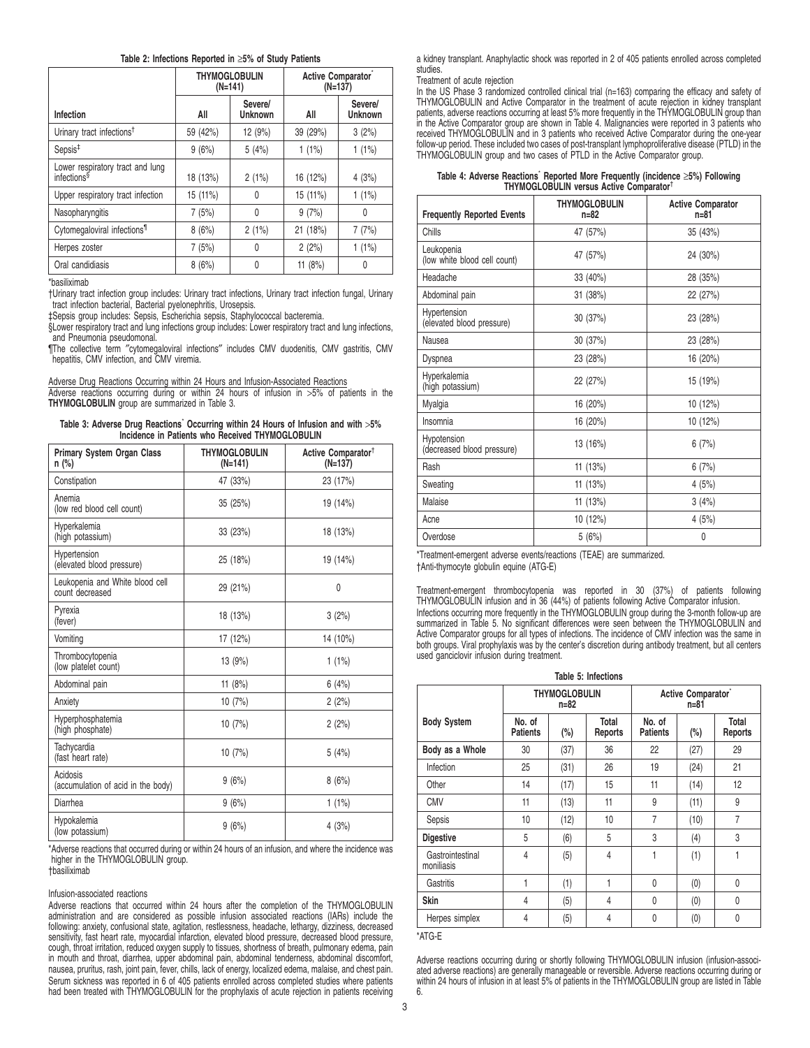**Table 2: Infections Reported in ≥5% of Study Patients**

| Infection | THYMOGLOBULIN (N=141) | | Active Comparator* (N=137) | |
|---|---|---|---|---|
| | All | Severe/ Unknown | All | Severe/ Unknown |
| Urinary tract infections† | 59 (42%) | 12 (9%) | 39 (29%) | 3 (2%) |
| Sepsis‡ | 9 (6%) | 5 (4%) | 1 (1%) | 1 (1%) |
| Lower respiratory tract and lung infections§ | 18 (13%) | 2 (1%) | 16 (12%) | 4 (3%) |
| Upper respiratory tract infection | 15 (11%) | 0 | 15 (11%) | 1 (1%) |
| Nasopharyngitis | 7 (5%) | 0 | 9 (7%) | 0 |
| Cytomegaloviral infections¶ | 8 (6%) | 2 (1%) | 21 (18%) | 7 (7%) |
| Herpes zoster | 7 (5%) | 0 | 2 (2%) | 1 (1%) |
| Oral candidiasis | 8 (6%) | 0 | 11 (8%) | 0 |

*basiliximab

†Urinary tract infection group includes: Urinary tract infections, Urinary tract infection fungal, Urinary tract infection bacterial, Bacterial pyelonephritis, Urosepsis.

‡Sepsis group includes: Sepsis, Escherichia sepsis, Staphylococcal bacteremia.

§Lower respiratory tract and lung infections group includes: Lower respiratory tract and lung infections, and Pneumonia pseudomonal.

¶The collective term "cytomegaloviral infections" includes CMV duodenitis, CMV gastritis, CMV hepatitis, CMV infection, and CMV viremia.

Adverse Drug Reactions Occurring within 24 Hours and Infusion-Associated Reactions

Adverse reactions occurring during or within 24 hours of infusion in >5% of patients in the **THYMOGLOBULIN** group are summarized in Table 3.

**Table 3: Adverse Drug Reactions* Occurring within 24 Hours of Infusion and with >5% Incidence in Patients who Received THYMOGLOBULIN**

| Primary System Organ Class n (%) | THYMOGLOBULIN (N=141) | Active Comparator† (N=137) |
|---|---|---|
| Constipation | 47 (33%) | 23 (17%) |
| Anemia (low red blood cell count) | 35 (25%) | 19 (14%) |
| Hyperkalemia (high potassium) | 33 (23%) | 18 (13%) |
| Hypertension (elevated blood pressure) | 25 (18%) | 19 (14%) |
| Leukopenia and White blood cell count decreased | 29 (21%) | 0 |
| Pyrexia (fever) | 18 (13%) | 3 (2%) |
| Vomiting | 17 (12%) | 14 (10%) |
| Thrombocytopenia (low platelet count) | 13 (9%) | 1 (1%) |
| Abdominal pain | 11 (8%) | 6 (4%) |
| Anxiety | 10 (7%) | 2 (2%) |
| Hyperphosphatemia (high phosphate) | 10 (7%) | 2 (2%) |
| Tachycardia (fast heart rate) | 10 (7%) | 5 (4%) |
| Acidosis (accumulation of acid in the body) | 9 (6%) | 8 (6%) |
| Diarrhea | 9 (6%) | 1 (1%) |
| Hypokalemia (low potassium) | 9 (6%) | 4 (3%) |

*Adverse reactions that occurred during or within 24 hours of an infusion, and where the incidence was higher in the THYMOGLOBULIN group.
†basiliximab

Infusion-associated reactions

Adverse reactions that occurred within 24 hours after the completion of the THYMOGLOBULIN administration and are considered as possible infusion associated reactions (IARs) include the following: anxiety, confusional state, agitation, restlessness, headache, lethargy, dizziness, decreased sensitivity, fast heart rate, myocardial infarction, elevated blood pressure, decreased blood pressure, cough, throat irritation, reduced oxygen supply to tissues, shortness of breath, pulmonary edema, pain in mouth and throat, diarrhea, upper abdominal pain, abdominal tenderness, abdominal discomfort, nausea, pruritus, rash, joint pain, fever, chills, lack of energy, localized edema, malaise, and chest pain. Serum sickness was reported in 6 of 405 patients enrolled across completed studies where patients had been treated with THYMOGLOBULIN for the prophylaxis of acute rejection in patients receiving a kidney transplant. Anaphylactic shock was reported in 2 of 405 patients enrolled across completed studies.

Treatment of acute rejection

In the US Phase 3 randomized controlled clinical trial (n=163) comparing the efficacy and safety of THYMOGLOBULIN and Active Comparator in the treatment of acute rejection in kidney transplant patients, adverse reactions occurring at least 5% more frequently in the THYMOGLOBULIN group than in the Active Comparator group are shown in Table 4. Malignancies were reported in 3 patients who received THYMOGLOBULIN and in 3 patients who received Active Comparator during the one-year follow-up period. These included two cases of post-transplant lymphoproliferative disease (PTLD) in the THYMOGLOBULIN group and two cases of PTLD in the Active Comparator group.

**Table 4: Adverse Reactions* Reported More Frequently (incidence ≥5%) Following THYMOGLOBULIN versus Active Comparator†**

| Frequently Reported Events | THYMOGLOBULIN n=82 | Active Comparator n=81 |
|---|---|---|
| Chills | 47 (57%) | 35 (43%) |
| Leukopenia (low white blood cell count) | 47 (57%) | 24 (30%) |
| Headache | 33 (40%) | 28 (35%) |
| Abdominal pain | 31 (38%) | 22 (27%) |
| Hypertension (elevated blood pressure) | 30 (37%) | 23 (28%) |
| Nausea | 30 (37%) | 23 (28%) |
| Dyspnea | 23 (28%) | 16 (20%) |
| Hyperkalemia (high potassium) | 22 (27%) | 15 (19%) |
| Myalgia | 16 (20%) | 10 (12%) |
| Insomnia | 16 (20%) | 10 (12%) |
| Hypotension (decreased blood pressure) | 13 (16%) | 6 (7%) |
| Rash | 11 (13%) | 6 (7%) |
| Sweating | 11 (13%) | 4 (5%) |
| Malaise | 11 (13%) | 3 (4%) |
| Acne | 10 (12%) | 4 (5%) |
| Overdose | 5 (6%) | 0 |

*Treatment-emergent adverse events/reactions (TEAE) are summarized.
†Anti-thymocyte globulin equine (ATG-E)

Treatment-emergent thrombocytopenia was reported in 30 (37%) of patients following THYMOGLOBULIN infusion and in 36 (44%) of patients following Active Comparator infusion.

Infections occurring more frequently in the THYMOGLOBULIN group during the 3-month follow-up are summarized in Table 5. No significant differences were seen between the THYMOGLOBULIN and Active Comparator groups for all types of infections. The incidence of CMV infection was the same in both groups. Viral prophylaxis was by the center's discretion during antibody treatment, but all centers used ganciclovir infusion during treatment.

**Table 5: Infections**

| Body System | THYMOGLOBULIN n=82 | | | Active Comparator* n=81 | | |
|---|---|---|---|---|---|---|
| | No. of Patients | (%) | Total Reports | No. of Patients | (%) | Total Reports |
| **Body as a Whole** | 30 | (37) | 36 | 22 | (27) | 29 |
| Infection | 25 | (31) | 26 | 19 | (24) | 21 |
| Other | 14 | (17) | 15 | 11 | (14) | 12 |
| CMV | 11 | (13) | 11 | 9 | (11) | 9 |
| Sepsis | 10 | (12) | 10 | 7 | (10) | 7 |
| **Digestive** | 5 | (6) | 5 | 3 | (4) | 3 |
| Gastrointestinal moniliasis | 4 | (5) | 4 | 1 | (1) | 1 |
| Gastritis | 1 | (1) | 1 | 0 | (0) | 0 |
| **Skin** | 4 | (5) | 4 | 0 | (0) | 0 |
| Herpes simplex | 4 | (5) | 4 | 0 | (0) | 0 |

*ATG-E

Adverse reactions occurring during or shortly following THYMOGLOBULIN infusion (infusion-associated adverse reactions) are generally manageable or reversible. Adverse reactions occurring during or within 24 hours of infusion in at least 5% of patients in the THYMOGLOBULIN group are listed in Table 6.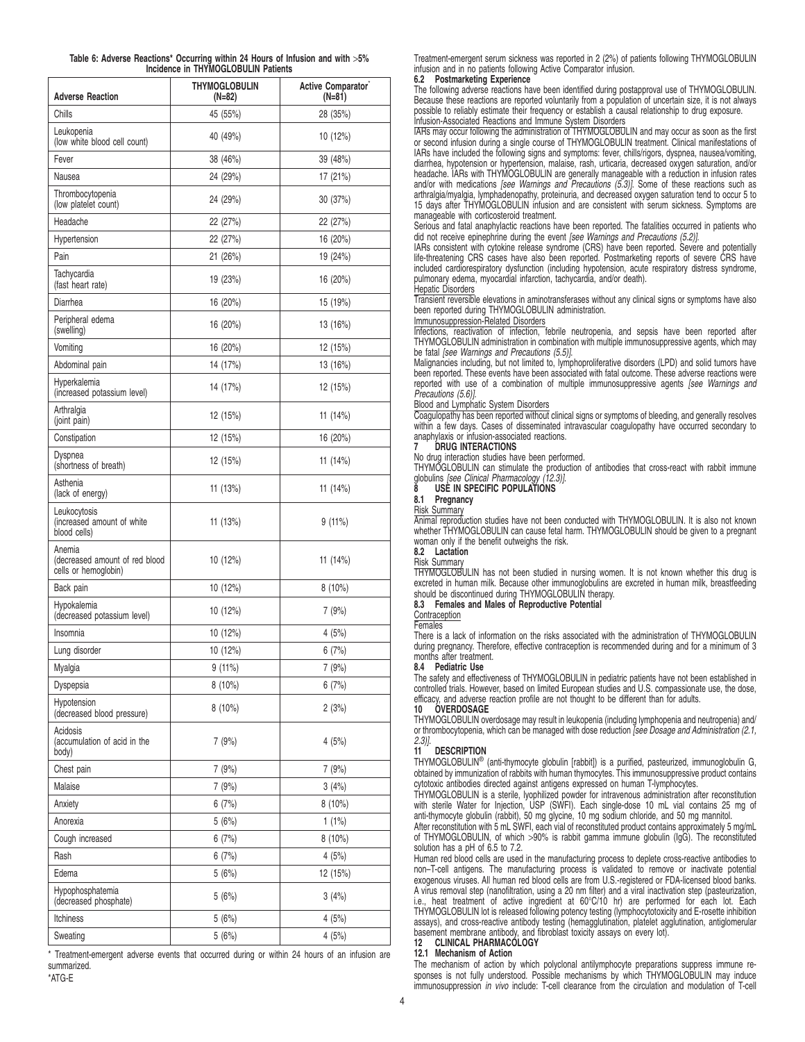**Table 6: Adverse Reactions* Occurring within 24 Hours of Infusion and with >5% Incidence in THYMOGLOBULIN Patients**

| Adverse Reaction | THYMOGLOBULIN (N=82) | Active Comparator* (N=81) |
|---|---|---|
| Chills | 45 (55%) | 28 (35%) |
| Leukopenia (low white blood cell count) | 40 (49%) | 10 (12%) |
| Fever | 38 (46%) | 39 (48%) |
| Nausea | 24 (29%) | 17 (21%) |
| Thrombocytopenia (low platelet count) | 24 (29%) | 30 (37%) |
| Headache | 22 (27%) | 22 (27%) |
| Hypertension | 22 (27%) | 16 (20%) |
| Pain | 21 (26%) | 19 (24%) |
| Tachycardia (fast heart rate) | 19 (23%) | 16 (20%) |
| Diarrhea | 16 (20%) | 15 (19%) |
| Peripheral edema (swelling) | 16 (20%) | 13 (16%) |
| Vomiting | 16 (20%) | 12 (15%) |
| Abdominal pain | 14 (17%) | 13 (16%) |
| Hyperkalemia (increased potassium level) | 14 (17%) | 12 (15%) |
| Arthralgia (joint pain) | 12 (15%) | 11 (14%) |
| Constipation | 12 (15%) | 16 (20%) |
| Dyspnea (shortness of breath) | 12 (15%) | 11 (14%) |
| Asthenia (lack of energy) | 11 (13%) | 11 (14%) |
| Leukocytosis (increased amount of white blood cells) | 11 (13%) | 9 (11%) |
| Anemia (decreased amount of red blood cells or hemoglobin) | 10 (12%) | 11 (14%) |
| Back pain | 10 (12%) | 8 (10%) |
| Hypokalemia (decreased potassium level) | 10 (12%) | 7 (9%) |
| Insomnia | 10 (12%) | 4 (5%) |
| Lung disorder | 10 (12%) | 6 (7%) |
| Myalgia | 9 (11%) | 7 (9%) |
| Dyspepsia | 8 (10%) | 6 (7%) |
| Hypotension (decreased blood pressure) | 8 (10%) | 2 (3%) |
| Acidosis (accumulation of acid in the body) | 7 (9%) | 4 (5%) |
| Chest pain | 7 (9%) | 7 (9%) |
| Malaise | 7 (9%) | 3 (4%) |
| Anxiety | 6 (7%) | 8 (10%) |
| Anorexia | 5 (6%) | 1 (1%) |
| Cough increased | 6 (7%) | 8 (10%) |
| Rash | 6 (7%) | 4 (5%) |
| Edema | 5 (6%) | 12 (15%) |
| Hypophosphatemia (decreased phosphate) | 5 (6%) | 3 (4%) |
| Itchiness | 5 (6%) | 4 (5%) |
| Sweating | 5 (6%) | 4 (5%) |

* Treatment-emergent adverse events that occurred during or within 24 hours of an infusion are summarized.
*ATG-E

Treatment-emergent serum sickness was reported in 2 (2%) of patients following THYMOGLOBULIN infusion and in no patients following Active Comparator infusion.

### 6.2 Postmarketing Experience

The following adverse reactions have been identified during postapproval use of THYMOGLOBULIN. Because these reactions are reported voluntarily from a population of uncertain size, it is not always possible to reliably estimate their frequency or establish a causal relationship to drug exposure.

Infusion-Associated Reactions and Immune System Disorders

IARs may occur following the administration of THYMOGLOBULIN and may occur as soon as the first or second infusion during a single course of THYMOGLOBULIN treatment. Clinical manifestations of IARs have included the following signs and symptoms: fever, chills/rigors, dyspnea, nausea/vomiting, diarrhea, hypotension or hypertension, malaise, rash, urticaria, decreased oxygen saturation, and/or headache. IARs with THYMOGLOBULIN are generally manageable with a reduction in infusion rates and/or with medications *[see Warnings and Precautions (5.3)]*. Some of these reactions such as arthralgia/myalgia, lymphadenopathy, proteinuria, and decreased oxygen saturation tend to occur 5 to 15 days after THYMOGLOBULIN infusion and are consistent with serum sickness. Symptoms are manageable with corticosteroid treatment.

Serious and fatal anaphylactic reactions have been reported. The fatalities occurred in patients who did not receive epinephrine during the event *[see Warnings and Precautions (5.2)]*.

IARs consistent with cytokine release syndrome (CRS) have been reported. Severe and potentially life-threatening CRS cases have also been reported. Postmarketing reports of severe CRS have included cardiorespiratory dysfunction (including hypotension, acute respiratory distress syndrome, pulmonary edema, myocardial infarction, tachycardia, and/or death).

Hepatic Disorders

Transient reversible elevations in aminotransferases without any clinical signs or symptoms have also been reported during THYMOGLOBULIN administration.

Immunosuppression-Related Disorders

Infections, reactivation of infection, febrile neutropenia, and sepsis have been reported after THYMOGLOBULIN administration in combination with multiple immunosuppressive agents, which may be fatal *[see Warnings and Precautions (5.5)]*.

Malignancies including, but not limited to, lymphoproliferative disorders (LPD) and solid tumors have been reported. These events have been associated with fatal outcome. These adverse reactions were reported with use of a combination of multiple immunosuppressive agents *[see Warnings and Precautions (5.6)]*.

Blood and Lymphatic System Disorders

Coagulopathy has been reported without clinical signs or symptoms of bleeding, and generally resolves within a few days. Cases of disseminated intravascular coagulopathy have occurred secondary to anaphylaxis or infusion-associated reactions.

## 7 DRUG INTERACTIONS

No drug interaction studies have been performed.

THYMOGLOBULIN can stimulate the production of antibodies that cross-react with rabbit immune globulins *[see Clinical Pharmacology (12.3)]*.

## 8 USE IN SPECIFIC POPULATIONS

### 8.1 Pregnancy

Risk Summary

Animal reproduction studies have not been conducted with THYMOGLOBULIN. It is also not known whether THYMOGLOBULIN can cause fetal harm. THYMOGLOBULIN should be given to a pregnant woman only if the benefit outweighs the risk.

### 8.2 Lactation

Risk Summary

THYMOGLOBULIN has not been studied in nursing women. It is not known whether this drug is excreted in human milk. Because other immunoglobulins are excreted in human milk, breastfeeding should be discontinued during THYMOGLOBULIN therapy.

### 8.3 Females and Males of Reproductive Potential

Contraception

Females

There is a lack of information on the risks associated with the administration of THYMOGLOBULIN during pregnancy. Therefore, effective contraception is recommended during and for a minimum of 3 months after treatment.

### 8.4 Pediatric Use

The safety and effectiveness of THYMOGLOBULIN in pediatric patients have not been established in controlled trials. However, based on limited European studies and U.S. compassionate use, the dose, efficacy, and adverse reaction profile are not thought to be different than for adults.

## 10 OVERDOSAGE

THYMOGLOBULIN overdosage may result in leukopenia (including lymphopenia and neutropenia) and/or thrombocytopenia, which can be managed with dose reduction *[see Dosage and Administration (2.1, 2.3)]*.

## 11 DESCRIPTION

THYMOGLOBULIN® (anti-thymocyte globulin [rabbit]) is a purified, pasteurized, immunoglobulin G, obtained by immunization of rabbits with human thymocytes. This immunosuppressive product contains cytotoxic antibodies directed against antigens expressed on human T-lymphocytes.

THYMOGLOBULIN is a sterile, lyophilized powder for intravenous administration after reconstitution with sterile Water for Injection, USP (SWFI). Each single-dose 10 mL vial contains 25 mg of anti-thymocyte globulin (rabbit), 50 mg glycine, 10 mg sodium chloride, and 50 mg mannitol.

After reconstitution with 5 mL SWFI, each vial of reconstituted product contains approximately 5 mg/mL of THYMOGLOBULIN, of which >90% is rabbit gamma immune globulin (IgG). The reconstituted solution has a pH of 6.5 to 7.2.

Human red blood cells are used in the manufacturing process to deplete cross-reactive antibodies to non–T-cell antigens. The manufacturing process is validated to remove or inactivate potential exogenous viruses. All human red blood cells are from U.S.-registered or FDA-licensed blood banks. A virus removal step (nanofiltration, using a 20 nm filter) and a viral inactivation step (pasteurization, i.e., heat treatment of active ingredient at 60°C/10 hr) are performed for each lot. Each THYMOGLOBULIN lot is released following potency testing (lymphocytotoxicity and E-rosette inhibition assays), and cross-reactive antibody testing (hemagglutination, platelet agglutination, antiglomerular basement membrane antibody, and fibroblast toxicity assays on every lot).

## 12 CLINICAL PHARMACOLOGY

### 12.1 Mechanism of Action

The mechanism of action by which polyclonal antilymphocyte preparations suppress immune responses is not fully understood. Possible mechanisms by which THYMOGLOBULIN may induce immunosuppression *in vivo* include: T-cell clearance from the circulation and modulation of T-cell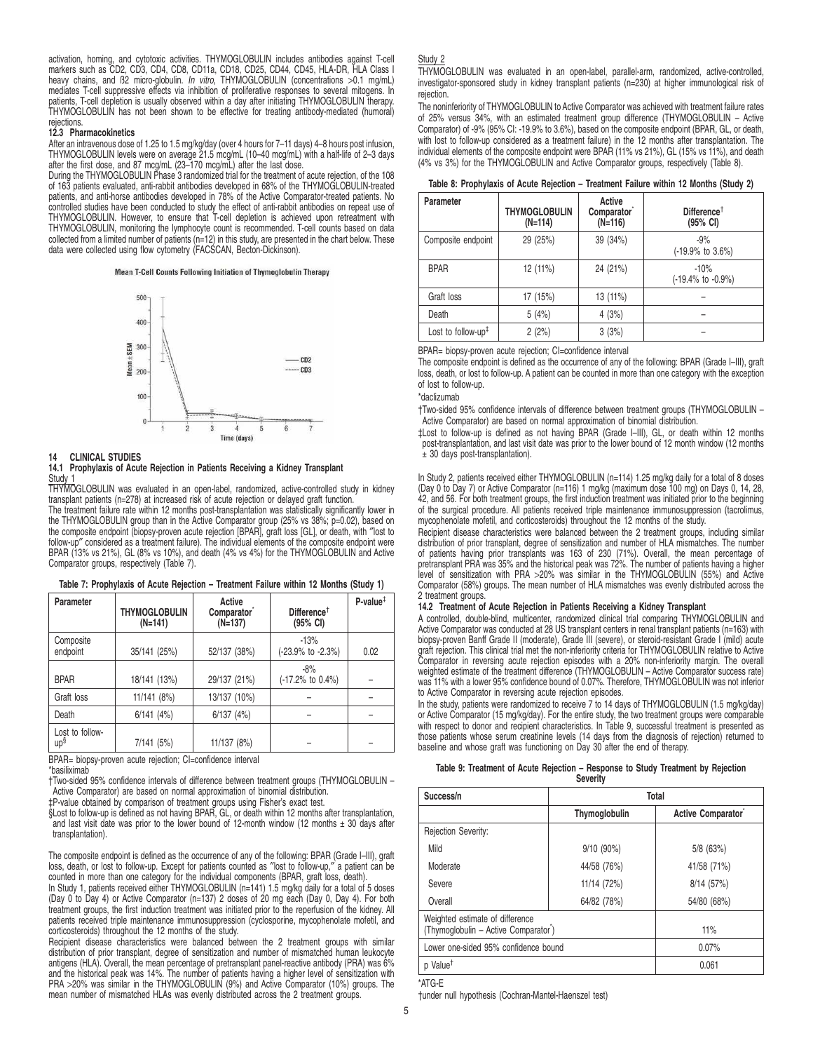activation, homing, and cytotoxic activities. THYMOGLOBULIN includes antibodies against T-cell markers such as CD2, CD3, CD4, CD8, CD11a, CD18, CD25, CD44, CD45, HLA-DR, HLA Class I heavy chains, and ß2 micro-globulin. *In vitro*, THYMOGLOBULIN (concentrations >0.1 mg/mL) mediates T-cell suppressive effects via inhibition of proliferative responses to several mitogens. In patients, T-cell depletion is usually observed within a day after initiating THYMOGLOBULIN therapy. THYMOGLOBULIN has not been shown to be effective for treating antibody-mediated (humoral) rejections.

### 12.3 Pharmacokinetics

After an intravenous dose of 1.25 to 1.5 mg/kg/day (over 4 hours for 7–11 days) 4–8 hours post infusion, THYMOGLOBULIN levels were on average 21.5 mcg/mL (10–40 mcg/mL) with a half-life of 2–3 days after the first dose, and 87 mcg/mL (23–170 mcg/mL) after the last dose.

During the THYMOGLOBULIN Phase 3 randomized trial for the treatment of acute rejection, of the 108 of 163 patients evaluated, anti-rabbit antibodies developed in 68% of the THYMOGLOBULIN-treated patients, and anti-horse antibodies developed in 78% of the Active Comparator-treated patients. No controlled studies have been conducted to study the effect of anti-rabbit antibodies on repeat use of THYMOGLOBULIN. However, to ensure that T-cell depletion is achieved upon retreatment with THYMOGLOBULIN, monitoring the lymphocyte count is recommended. T-cell counts based on data collected from a limited number of patients (n=12) in this study, are presented in the chart below. These data were collected using flow cytometry (FACSCAN, Becton-Dickinson).

Mean T-Cell Counts Following Initiation of Thymoglobulin Therapy

## 14 CLINICAL STUDIES

### 14.1 Prophylaxis of Acute Rejection in Patients Receiving a Kidney Transplant

Study 1

THYMOGLOBULIN was evaluated in an open-label, randomized, active-controlled study in kidney transplant patients (n=278) at increased risk of acute rejection or delayed graft function.

The treatment failure rate within 12 months post-transplantation was statistically significantly lower in the THYMOGLOBULIN group than in the Active Comparator group (25% vs 38%; p=0.02), based on the composite endpoint (biopsy-proven acute rejection [BPAR], graft loss [GL], or death, with "lost to follow-up" considered as a treatment failure). The individual elements of the composite endpoint were BPAR (13% vs 21%), GL (8% vs 10%), and death (4% vs 4%) for the THYMOGLOBULIN and Active Comparator groups, respectively (Table 7).

**Table 7: Prophylaxis of Acute Rejection – Treatment Failure within 12 Months (Study 1)**

| Parameter | THYMOGLOBULIN (N=141) | Active Comparator* (N=137) | Difference† (95% CI) | P-value‡ |
|---|---|---|---|---|
| Composite endpoint | 35/141 (25%) | 52/137 (38%) | -13% (-23.9% to -2.3%) | 0.02 |
| BPAR | 18/141 (13%) | 29/137 (21%) | -8% (-17.2% to 0.4%) | – |
| Graft loss | 11/141 (8%) | 13/137 (10%) | – | – |
| Death | 6/141 (4%) | 6/137 (4%) | – | – |
| Lost to follow-up§ | 7/141 (5%) | 11/137 (8%) | – | – |

BPAR= biopsy-proven acute rejection; CI=confidence interval

*basiliximab

†Two-sided 95% confidence intervals of difference between treatment groups (THYMOGLOBULIN – Active Comparator) are based on normal approximation of binomial distribution.

‡P-value obtained by comparison of treatment groups using Fisher's exact test.

§Lost to follow-up is defined as not having BPAR, GL, or death within 12 months after transplantation, and last visit date was prior to the lower bound of 12-month window (12 months ± 30 days after transplantation).

The composite endpoint is defined as the occurrence of any of the following: BPAR (Grade I–III), graft loss, death, or lost to follow-up. Except for patients counted as "lost to follow-up," a patient can be counted in more than one category for the individual components (BPAR, graft loss, death).

In Study 1, patients received either THYMOGLOBULIN (n=141) 1.5 mg/kg daily for a total of 5 doses (Day 0 to Day 4) or Active Comparator (n=137) 2 doses of 20 mg each (Day 0, Day 4). For both treatment groups, the first induction treatment was initiated prior to the reperfusion of the kidney. All patients received triple maintenance immunosuppression (cyclosporine, mycophenolate mofetil, and corticosteroids) throughout the 12 months of the study.

Recipient disease characteristics were balanced between the 2 treatment groups with similar distribution of prior transplant, degree of sensitization and number of mismatched human leukocyte antigens (HLA). Overall, the mean percentage of pretransplant panel-reactive antibody (PRA) was 6% and the historical peak was 14%. The number of patients having a higher level of sensitization with PRA >20% was similar in the THYMOGLOBULIN (9%) and Active Comparator (10%) groups. The mean number of mismatched HLAs was evenly distributed across the 2 treatment groups.

Study 2

THYMOGLOBULIN was evaluated in an open-label, parallel-arm, randomized, active-controlled, investigator-sponsored study in kidney transplant patients (n=230) at higher immunological risk of rejection.

The noninferiority of THYMOGLOBULIN to Active Comparator was achieved with treatment failure rates of 25% versus 34%, with an estimated treatment group difference (THYMOGLOBULIN – Active Comparator) of -9% (95% CI: -19.9% to 3.6%), based on the composite endpoint (BPAR, GL, or death, with lost to follow-up considered as a treatment failure) in the 12 months after transplantation. The individual elements of the composite endpoint were BPAR (11% vs 21%), GL (15% vs 11%), and death (4% vs 3%) for the THYMOGLOBULIN and Active Comparator groups, respectively (Table 8).

**Table 8: Prophylaxis of Acute Rejection – Treatment Failure within 12 Months (Study 2)**

| Parameter | THYMOGLOBULIN (N=114) | Active Comparator* (N=116) | Difference† (95% CI) |
|---|---|---|---|
| Composite endpoint | 29 (25%) | 39 (34%) | -9% (-19.9% to 3.6%) |
| BPAR | 12 (11%) | 24 (21%) | -10% (-19.4% to -0.9%) |
| Graft loss | 17 (15%) | 13 (11%) | – |
| Death | 5 (4%) | 4 (3%) | – |
| Lost to follow-up‡ | 2 (2%) | 3 (3%) | – |

BPAR= biopsy-proven acute rejection; CI=confidence interval

The composite endpoint is defined as the occurrence of any of the following: BPAR (Grade I–III), graft loss, death, or lost to follow-up. A patient can be counted in more than one category with the exception of lost to follow-up.

*daclizumab

†Two-sided 95% confidence intervals of difference between treatment groups (THYMOGLOBULIN – Active Comparator) are based on normal approximation of binomial distribution.

‡Lost to follow-up is defined as not having BPAR (Grade I–III), GL, or death within 12 months post-transplantation, and last visit date was prior to the lower bound of 12 month window (12 months ± 30 days post-transplantation).

In Study 2, patients received either THYMOGLOBULIN (n=114) 1.25 mg/kg daily for a total of 8 doses (Day 0 to Day 7) or Active Comparator (n=116) 1 mg/kg (maximum dose 100 mg) on Days 0, 14, 28, 42, and 56. For both treatment groups, the first induction treatment was initiated prior to the beginning of the surgical procedure. All patients received triple maintenance immunosuppression (tacrolimus, mycophenolate mofetil, and corticosteroids) throughout the 12 months of the study.

Recipient disease characteristics were balanced between the 2 treatment groups, including similar distribution of prior transplant, degree of sensitization and number of HLA mismatches. The number of patients having prior transplants was 163 of 230 (71%). Overall, the mean percentage of pretransplant PRA was 35% and the historical peak was 72%. The number of patients having a higher level of sensitization with PRA >20% was similar in the THYMOGLOBULIN (55%) and Active Comparator (58%) groups. The mean number of HLA mismatches was evenly distributed across the 2 treatment groups.

### 14.2 Treatment of Acute Rejection in Patients Receiving a Kidney Transplant

A controlled, double-blind, multicenter, randomized clinical trial comparing THYMOGLOBULIN and Active Comparator was conducted at 28 US transplant centers in renal transplant patients (n=163) with biopsy-proven Banff Grade II (moderate), Grade III (severe), or steroid-resistant Grade I (mild) acute graft rejection. This clinical trial met the non-inferiority criteria for THYMOGLOBULIN relative to Active Comparator in reversing acute rejection episodes with a 20% non-inferiority margin. The overall weighted estimate of the treatment difference (THYMOGLOBULIN – Active Comparator success rate) was 11% with a lower 95% confidence bound of 0.07%. Therefore, THYMOGLOBULIN was not inferior to Active Comparator in reversing acute rejection episodes.

In the study, patients were randomized to receive 7 to 14 days of THYMOGLOBULIN (1.5 mg/kg/day) or Active Comparator (15 mg/kg/day). For the entire study, the two treatment groups were comparable with respect to donor and recipient characteristics. In Table 9, successful treatment is presented as those patients whose serum creatinine levels (14 days from the diagnosis of rejection) returned to baseline and whose graft was functioning on Day 30 after the end of therapy.

**Table 9: Treatment of Acute Rejection – Response to Study Treatment by Rejection Severity**

| Success/n | Total | |
|---|---|---|
| | Thymoglobulin | Active Comparator* |
| Rejection Severity: | | |
| Mild | 9/10 (90%) | 5/8 (63%) |
| Moderate | 44/58 (76%) | 41/58 (71%) |
| Severe | 11/14 (72%) | 8/14 (57%) |
| Overall | 64/82 (78%) | 54/80 (68%) |
| Weighted estimate of difference (Thymoglobulin – Active Comparator*) | 11% | |
| Lower one-sided 95% confidence bound | 0.07% | |
| p Value† | 0.061 | |

*ATG-E

†under null hypothesis (Cochran-Mantel-Haenszel test)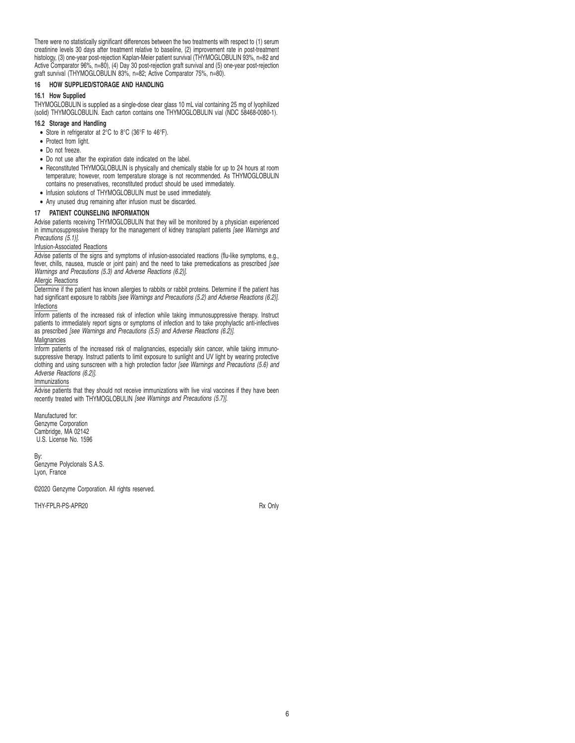There were no statistically significant differences between the two treatments with respect to (1) serum creatinine levels 30 days after treatment relative to baseline, (2) improvement rate in post-treatment histology, (3) one-year post-rejection Kaplan-Meier patient survival (THYMOGLOBULIN 93%, n=82 and Active Comparator 96%, n=80), (4) Day 30 post-rejection graft survival and (5) one-year post-rejection graft survival (THYMOGLOBULIN 83%, n=82; Active Comparator 75%, n=80).

## 16 HOW SUPPLIED/STORAGE AND HANDLING

### 16.1 How Supplied

THYMOGLOBULIN is supplied as a single-dose clear glass 10 mL vial containing 25 mg of lyophilized (solid) THYMOGLOBULIN. Each carton contains one THYMOGLOBULIN vial (NDC 58468-0080-1).

### 16.2 Storage and Handling

- Store in refrigerator at 2°C to 8°C (36°F to 46°F).
- Protect from light.
- Do not freeze.
- Do not use after the expiration date indicated on the label.
- Reconstituted THYMOGLOBULIN is physically and chemically stable for up to 24 hours at room temperature; however, room temperature storage is not recommended. As THYMOGLOBULIN contains no preservatives, reconstituted product should be used immediately.
- Infusion solutions of THYMOGLOBULIN must be used immediately.
- Any unused drug remaining after infusion must be discarded.

## 17 PATIENT COUNSELING INFORMATION

Advise patients receiving THYMOGLOBULIN that they will be monitored by a physician experienced in immunosuppressive therapy for the management of kidney transplant patients *[see Warnings and Precautions (5.1)]*.

Infusion-Associated Reactions

Advise patients of the signs and symptoms of infusion-associated reactions (flu-like symptoms, e.g., fever, chills, nausea, muscle or joint pain) and the need to take premedications as prescribed *[see Warnings and Precautions (5.3) and Adverse Reactions (6.2)]*.

Allergic Reactions

Determine if the patient has known allergies to rabbits or rabbit proteins. Determine if the patient has had significant exposure to rabbits *[see Warnings and Precautions (5.2) and Adverse Reactions (6.2)]*.

Infections

Inform patients of the increased risk of infection while taking immunosuppressive therapy. Instruct patients to immediately report signs or symptoms of infection and to take prophylactic anti-infectives as prescribed *[see Warnings and Precautions (5.5) and Adverse Reactions (6.2)]*.

Malignancies

Inform patients of the increased risk of malignancies, especially skin cancer, while taking immunosuppressive therapy. Instruct patients to limit exposure to sunlight and UV light by wearing protective clothing and using sunscreen with a high protection factor *[see Warnings and Precautions (5.6) and Adverse Reactions (6.2)]*.

Immunizations

Advise patients that they should not receive immunizations with live viral vaccines if they have been recently treated with THYMOGLOBULIN *[see Warnings and Precautions (5.7)]*.

Manufactured for:
Genzyme Corporation
Cambridge, MA 02142
U.S. License No. 1596

By:
Genzyme Polyclonals S.A.S.
Lyon, France

©2020 Genzyme Corporation. All rights reserved.

THY-FPLR-PS-APR20 Rx Only